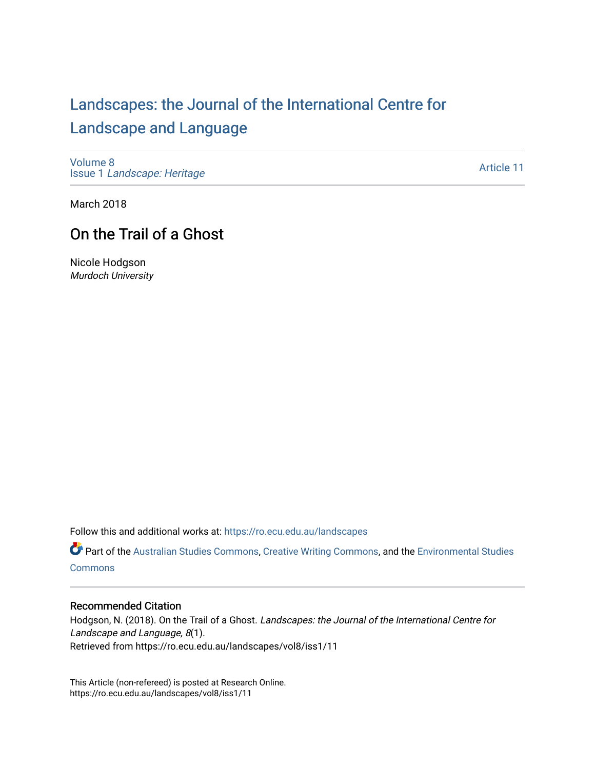# Landscapes: the Journal of the International Centre for Landscape and Language

Volume 8
Issue 1 *Landscape: Heritage*

Article 11

March 2018

## On the Trail of a Ghost

Nicole Hodgson
*Murdoch University*

Follow this and additional works at: https://ro.ecu.edu.au/landscapes

Part of the Australian Studies Commons, Creative Writing Commons, and the Environmental Studies Commons

### Recommended Citation

Hodgson, N. (2018). On the Trail of a Ghost. *Landscapes: the Journal of the International Centre for Landscape and Language, 8*(1).
Retrieved from https://ro.ecu.edu.au/landscapes/vol8/iss1/11

This Article (non-refereed) is posted at Research Online.
https://ro.ecu.edu.au/landscapes/vol8/iss1/11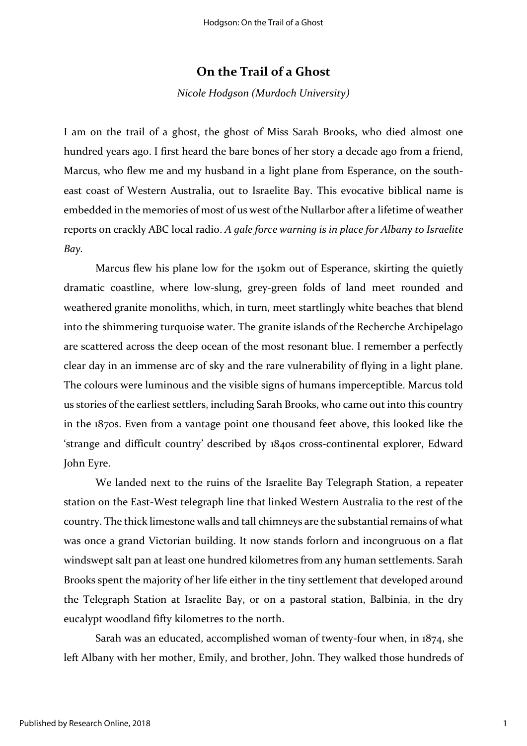## On the Trail of a Ghost

*Nicole Hodgson (Murdoch University)*

I am on the trail of a ghost, the ghost of Miss Sarah Brooks, who died almost one hundred years ago. I first heard the bare bones of her story a decade ago from a friend, Marcus, who flew me and my husband in a light plane from Esperance, on the south-east coast of Western Australia, out to Israelite Bay. This evocative biblical name is embedded in the memories of most of us west of the Nullarbor after a lifetime of weather reports on crackly ABC local radio. *A gale force warning is in place for Albany to Israelite Bay.*

Marcus flew his plane low for the 150km out of Esperance, skirting the quietly dramatic coastline, where low-slung, grey-green folds of land meet rounded and weathered granite monoliths, which, in turn, meet startlingly white beaches that blend into the shimmering turquoise water. The granite islands of the Recherche Archipelago are scattered across the deep ocean of the most resonant blue. I remember a perfectly clear day in an immense arc of sky and the rare vulnerability of flying in a light plane. The colours were luminous and the visible signs of humans imperceptible. Marcus told us stories of the earliest settlers, including Sarah Brooks, who came out into this country in the 1870s. Even from a vantage point one thousand feet above, this looked like the 'strange and difficult country' described by 1840s cross-continental explorer, Edward John Eyre.

We landed next to the ruins of the Israelite Bay Telegraph Station, a repeater station on the East-West telegraph line that linked Western Australia to the rest of the country. The thick limestone walls and tall chimneys are the substantial remains of what was once a grand Victorian building. It now stands forlorn and incongruous on a flat windswept salt pan at least one hundred kilometres from any human settlements. Sarah Brooks spent the majority of her life either in the tiny settlement that developed around the Telegraph Station at Israelite Bay, or on a pastoral station, Balbinia, in the dry eucalypt woodland fifty kilometres to the north.

Sarah was an educated, accomplished woman of twenty-four when, in 1874, she left Albany with her mother, Emily, and brother, John. They walked those hundreds of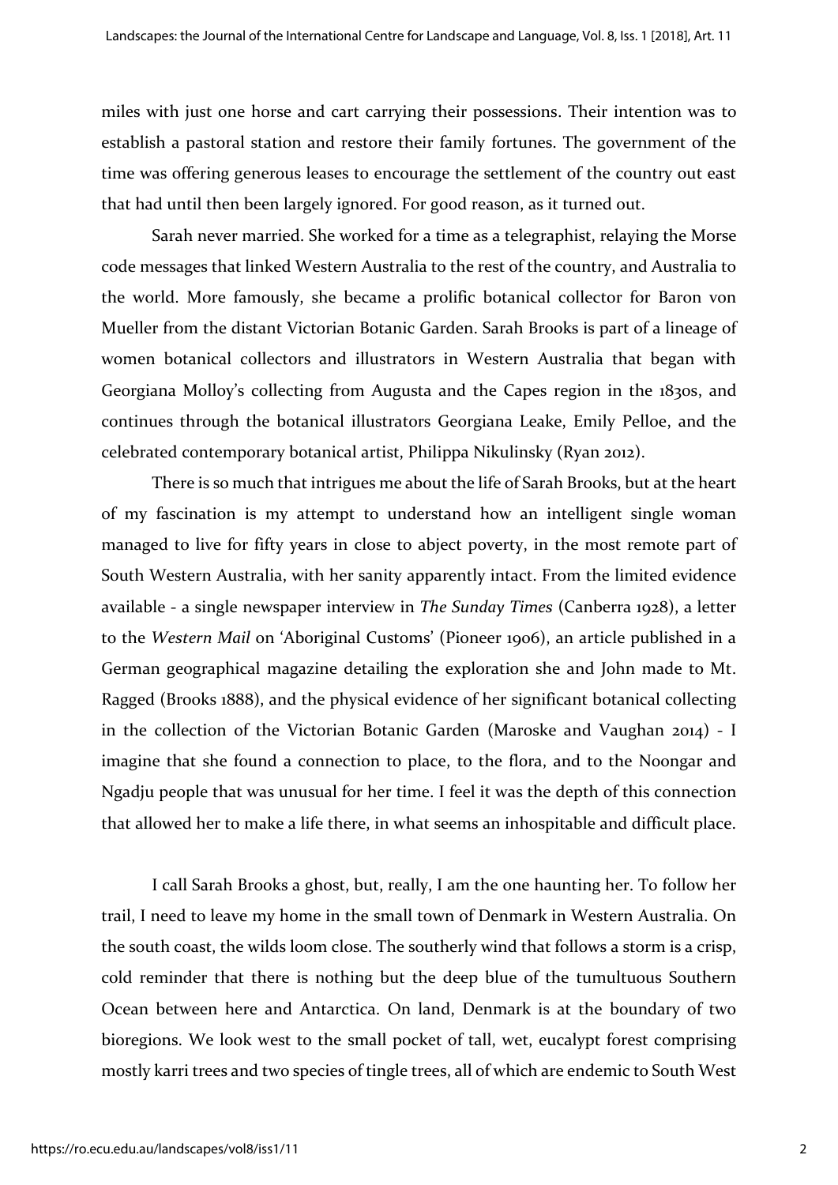miles with just one horse and cart carrying their possessions. Their intention was to establish a pastoral station and restore their family fortunes. The government of the time was offering generous leases to encourage the settlement of the country out east that had until then been largely ignored. For good reason, as it turned out.

Sarah never married. She worked for a time as a telegraphist, relaying the Morse code messages that linked Western Australia to the rest of the country, and Australia to the world. More famously, she became a prolific botanical collector for Baron von Mueller from the distant Victorian Botanic Garden. Sarah Brooks is part of a lineage of women botanical collectors and illustrators in Western Australia that began with Georgiana Molloy's collecting from Augusta and the Capes region in the 1830s, and continues through the botanical illustrators Georgiana Leake, Emily Pelloe, and the celebrated contemporary botanical artist, Philippa Nikulinsky (Ryan 2012).

There is so much that intrigues me about the life of Sarah Brooks, but at the heart of my fascination is my attempt to understand how an intelligent single woman managed to live for fifty years in close to abject poverty, in the most remote part of South Western Australia, with her sanity apparently intact. From the limited evidence available - a single newspaper interview in *The Sunday Times* (Canberra 1928), a letter to the *Western Mail* on 'Aboriginal Customs' (Pioneer 1906), an article published in a German geographical magazine detailing the exploration she and John made to Mt. Ragged (Brooks 1888), and the physical evidence of her significant botanical collecting in the collection of the Victorian Botanic Garden (Maroske and Vaughan 2014) - I imagine that she found a connection to place, to the flora, and to the Noongar and Ngadju people that was unusual for her time. I feel it was the depth of this connection that allowed her to make a life there, in what seems an inhospitable and difficult place.

I call Sarah Brooks a ghost, but, really, I am the one haunting her. To follow her trail, I need to leave my home in the small town of Denmark in Western Australia. On the south coast, the wilds loom close. The southerly wind that follows a storm is a crisp, cold reminder that there is nothing but the deep blue of the tumultuous Southern Ocean between here and Antarctica. On land, Denmark is at the boundary of two bioregions. We look west to the small pocket of tall, wet, eucalypt forest comprising mostly karri trees and two species of tingle trees, all of which are endemic to South West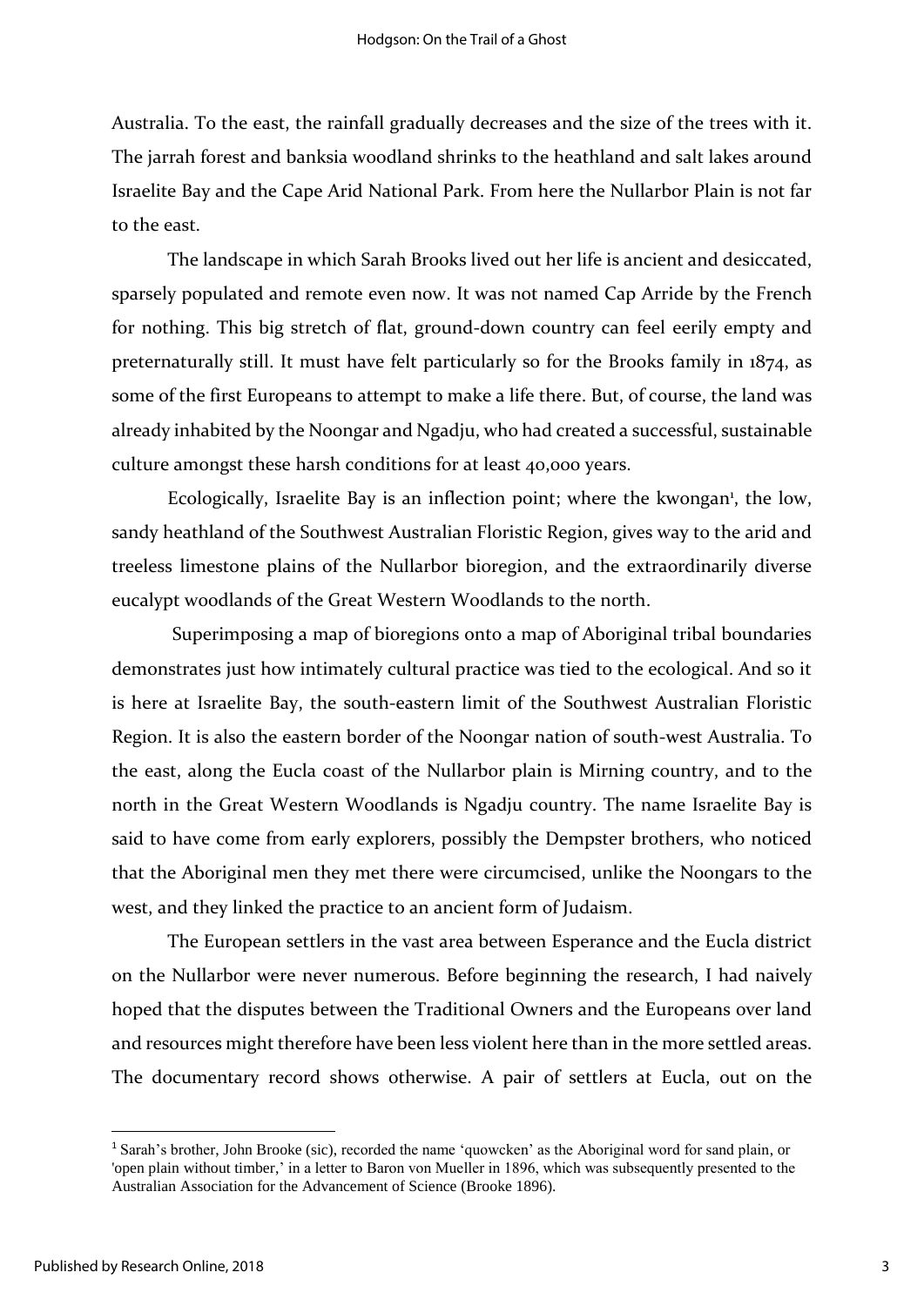Australia. To the east, the rainfall gradually decreases and the size of the trees with it. The jarrah forest and banksia woodland shrinks to the heathland and salt lakes around Israelite Bay and the Cape Arid National Park. From here the Nullarbor Plain is not far to the east.

The landscape in which Sarah Brooks lived out her life is ancient and desiccated, sparsely populated and remote even now. It was not named Cap Arride by the French for nothing. This big stretch of flat, ground-down country can feel eerily empty and preternaturally still. It must have felt particularly so for the Brooks family in 1874, as some of the first Europeans to attempt to make a life there. But, of course, the land was already inhabited by the Noongar and Ngadju, who had created a successful, sustainable culture amongst these harsh conditions for at least 40,000 years.

Ecologically, Israelite Bay is an inflection point; where the kwongan[1], the low, sandy heathland of the Southwest Australian Floristic Region, gives way to the arid and treeless limestone plains of the Nullarbor bioregion, and the extraordinarily diverse eucalypt woodlands of the Great Western Woodlands to the north.

Superimposing a map of bioregions onto a map of Aboriginal tribal boundaries demonstrates just how intimately cultural practice was tied to the ecological. And so it is here at Israelite Bay, the south-eastern limit of the Southwest Australian Floristic Region. It is also the eastern border of the Noongar nation of south-west Australia. To the east, along the Eucla coast of the Nullarbor plain is Mirning country, and to the north in the Great Western Woodlands is Ngadju country. The name Israelite Bay is said to have come from early explorers, possibly the Dempster brothers, who noticed that the Aboriginal men they met there were circumcised, unlike the Noongars to the west, and they linked the practice to an ancient form of Judaism.

The European settlers in the vast area between Esperance and the Eucla district on the Nullarbor were never numerous. Before beginning the research, I had naively hoped that the disputes between the Traditional Owners and the Europeans over land and resources might therefore have been less violent here than in the more settled areas. The documentary record shows otherwise. A pair of settlers at Eucla, out on the

---

[1] Sarah's brother, John Brooke (sic), recorded the name 'quowcken' as the Aboriginal word for sand plain, or 'open plain without timber,' in a letter to Baron von Mueller in 1896, which was subsequently presented to the Australian Association for the Advancement of Science (Brooke 1896).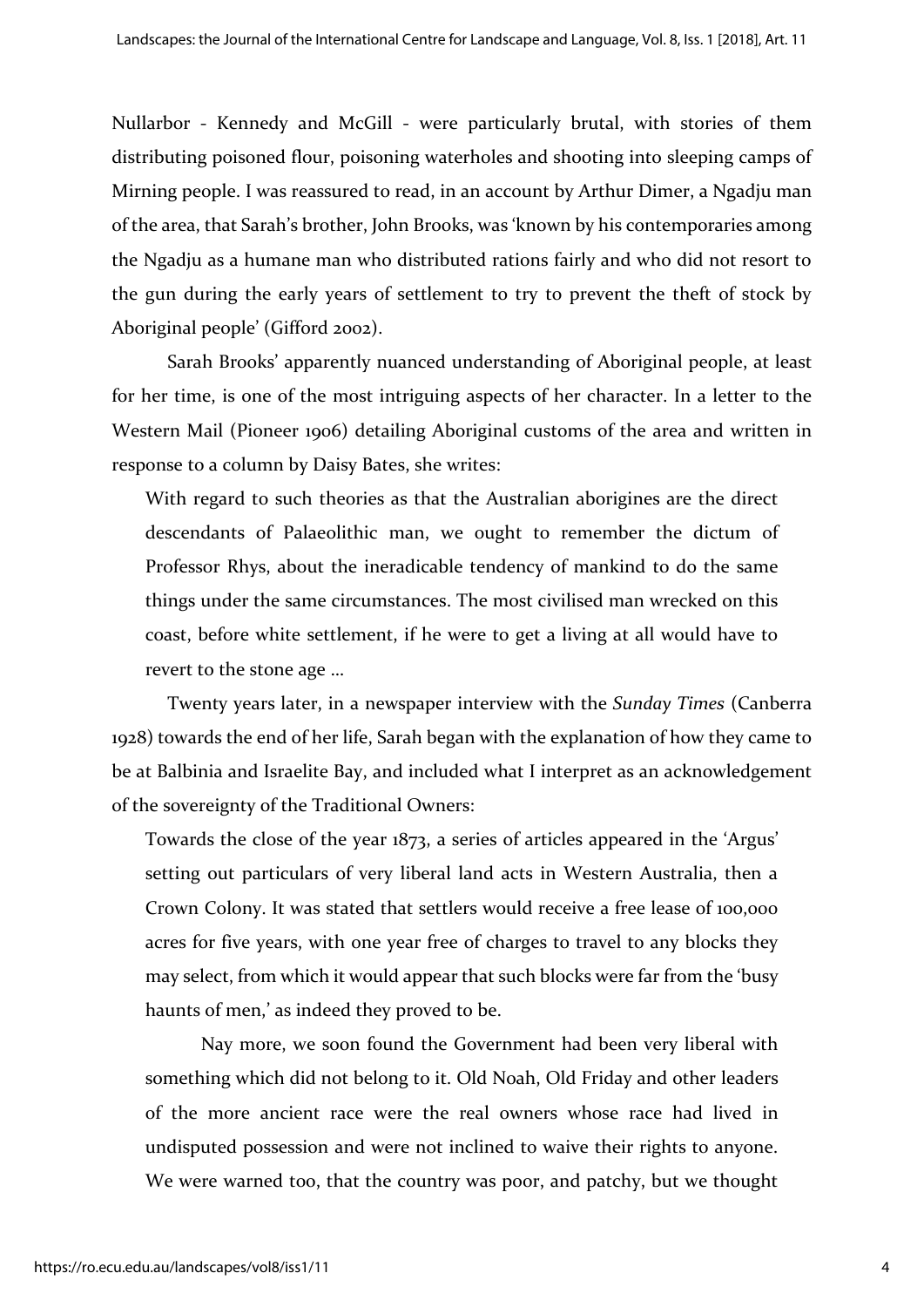Nullarbor - Kennedy and McGill - were particularly brutal, with stories of them distributing poisoned flour, poisoning waterholes and shooting into sleeping camps of Mirning people. I was reassured to read, in an account by Arthur Dimer, a Ngadju man of the area, that Sarah's brother, John Brooks, was 'known by his contemporaries among the Ngadju as a humane man who distributed rations fairly and who did not resort to the gun during the early years of settlement to try to prevent the theft of stock by Aboriginal people' (Gifford 2002).

Sarah Brooks' apparently nuanced understanding of Aboriginal people, at least for her time, is one of the most intriguing aspects of her character. In a letter to the Western Mail (Pioneer 1906) detailing Aboriginal customs of the area and written in response to a column by Daisy Bates, she writes:

> With regard to such theories as that the Australian aborigines are the direct descendants of Palaeolithic man, we ought to remember the dictum of Professor Rhys, about the ineradicable tendency of mankind to do the same things under the same circumstances. The most civilised man wrecked on this coast, before white settlement, if he were to get a living at all would have to revert to the stone age …

Twenty years later, in a newspaper interview with the *Sunday Times* (Canberra 1928) towards the end of her life, Sarah began with the explanation of how they came to be at Balbinia and Israelite Bay, and included what I interpret as an acknowledgement of the sovereignty of the Traditional Owners:

> Towards the close of the year 1873, a series of articles appeared in the 'Argus' setting out particulars of very liberal land acts in Western Australia, then a Crown Colony. It was stated that settlers would receive a free lease of 100,000 acres for five years, with one year free of charges to travel to any blocks they may select, from which it would appear that such blocks were far from the 'busy haunts of men,' as indeed they proved to be.
>
> Nay more, we soon found the Government had been very liberal with something which did not belong to it. Old Noah, Old Friday and other leaders of the more ancient race were the real owners whose race had lived in undisputed possession and were not inclined to waive their rights to anyone. We were warned too, that the country was poor, and patchy, but we thought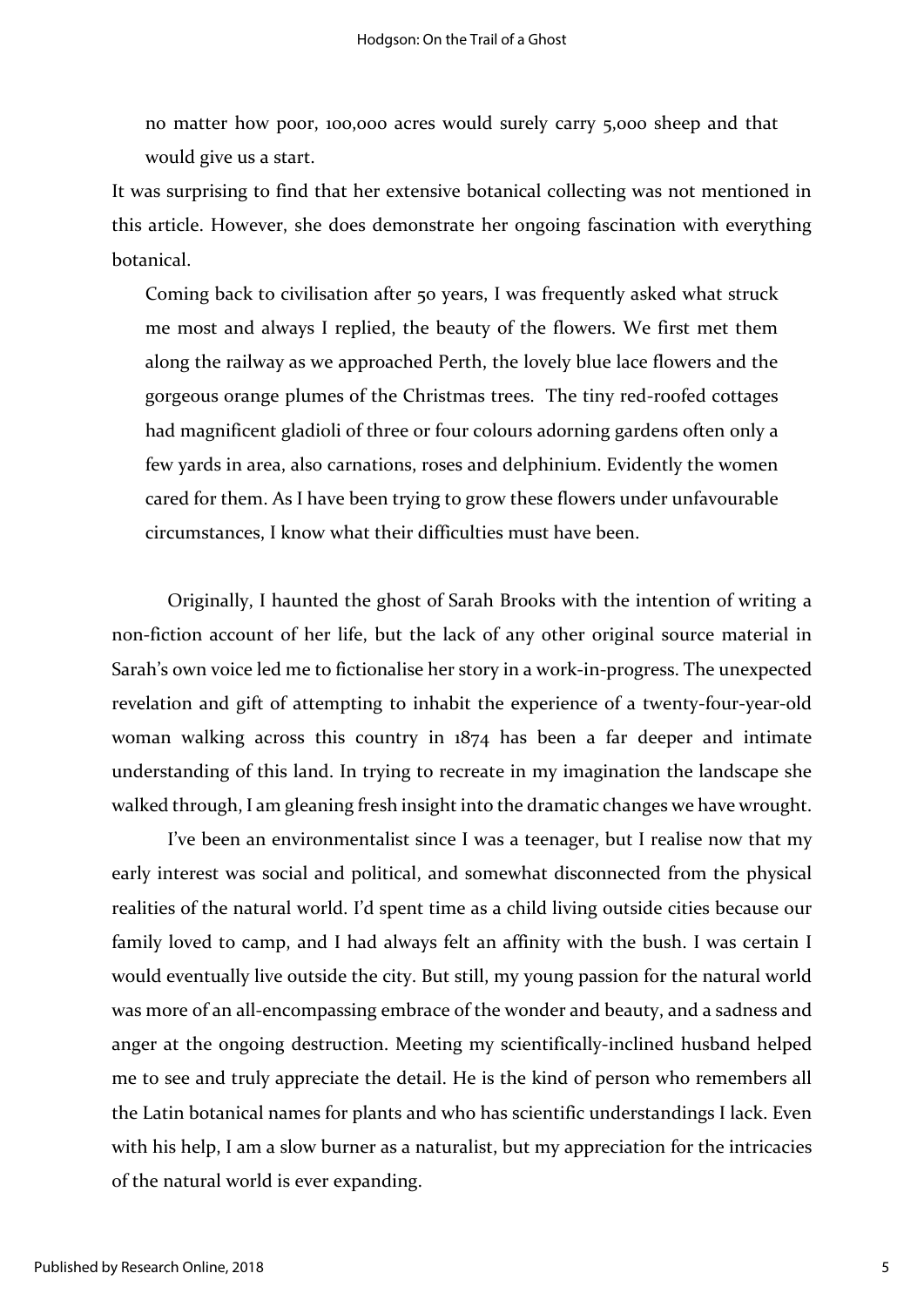> no matter how poor, 100,000 acres would surely carry 5,000 sheep and that would give us a start.

It was surprising to find that her extensive botanical collecting was not mentioned in this article. However, she does demonstrate her ongoing fascination with everything botanical.

> Coming back to civilisation after 50 years, I was frequently asked what struck me most and always I replied, the beauty of the flowers. We first met them along the railway as we approached Perth, the lovely blue lace flowers and the gorgeous orange plumes of the Christmas trees. The tiny red-roofed cottages had magnificent gladioli of three or four colours adorning gardens often only a few yards in area, also carnations, roses and delphinium. Evidently the women cared for them. As I have been trying to grow these flowers under unfavourable circumstances, I know what their difficulties must have been.

Originally, I haunted the ghost of Sarah Brooks with the intention of writing a non-fiction account of her life, but the lack of any other original source material in Sarah's own voice led me to fictionalise her story in a work-in-progress. The unexpected revelation and gift of attempting to inhabit the experience of a twenty-four-year-old woman walking across this country in 1874 has been a far deeper and intimate understanding of this land. In trying to recreate in my imagination the landscape she walked through, I am gleaning fresh insight into the dramatic changes we have wrought.

I've been an environmentalist since I was a teenager, but I realise now that my early interest was social and political, and somewhat disconnected from the physical realities of the natural world. I'd spent time as a child living outside cities because our family loved to camp, and I had always felt an affinity with the bush. I was certain I would eventually live outside the city. But still, my young passion for the natural world was more of an all-encompassing embrace of the wonder and beauty, and a sadness and anger at the ongoing destruction. Meeting my scientifically-inclined husband helped me to see and truly appreciate the detail. He is the kind of person who remembers all the Latin botanical names for plants and who has scientific understandings I lack. Even with his help, I am a slow burner as a naturalist, but my appreciation for the intricacies of the natural world is ever expanding.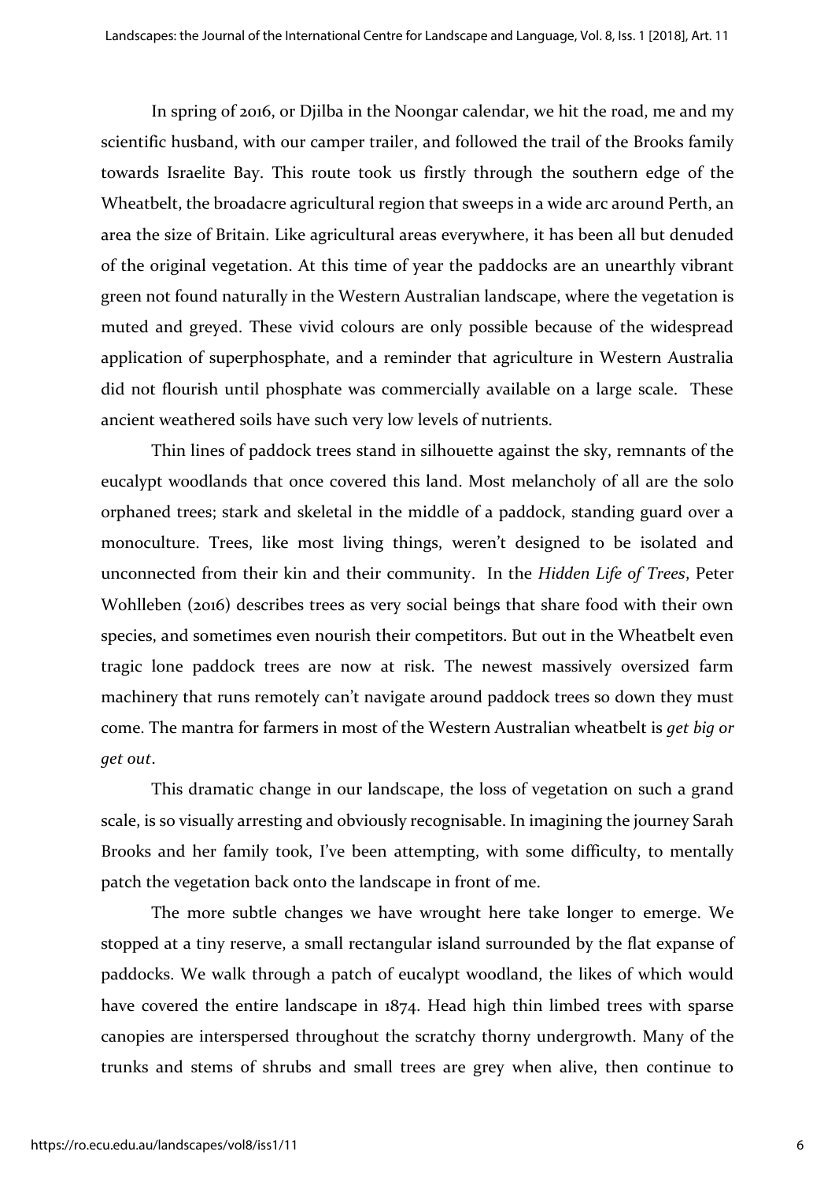In spring of 2016, or Djilba in the Noongar calendar, we hit the road, me and my scientific husband, with our camper trailer, and followed the trail of the Brooks family towards Israelite Bay. This route took us firstly through the southern edge of the Wheatbelt, the broadacre agricultural region that sweeps in a wide arc around Perth, an area the size of Britain. Like agricultural areas everywhere, it has been all but denuded of the original vegetation. At this time of year the paddocks are an unearthly vibrant green not found naturally in the Western Australian landscape, where the vegetation is muted and greyed. These vivid colours are only possible because of the widespread application of superphosphate, and a reminder that agriculture in Western Australia did not flourish until phosphate was commercially available on a large scale. These ancient weathered soils have such very low levels of nutrients.

Thin lines of paddock trees stand in silhouette against the sky, remnants of the eucalypt woodlands that once covered this land. Most melancholy of all are the solo orphaned trees; stark and skeletal in the middle of a paddock, standing guard over a monoculture. Trees, like most living things, weren't designed to be isolated and unconnected from their kin and their community. In the *Hidden Life of Trees*, Peter Wohlleben (2016) describes trees as very social beings that share food with their own species, and sometimes even nourish their competitors. But out in the Wheatbelt even tragic lone paddock trees are now at risk. The newest massively oversized farm machinery that runs remotely can't navigate around paddock trees so down they must come. The mantra for farmers in most of the Western Australian wheatbelt is *get big or get out*.

This dramatic change in our landscape, the loss of vegetation on such a grand scale, is so visually arresting and obviously recognisable. In imagining the journey Sarah Brooks and her family took, I've been attempting, with some difficulty, to mentally patch the vegetation back onto the landscape in front of me.

The more subtle changes we have wrought here take longer to emerge. We stopped at a tiny reserve, a small rectangular island surrounded by the flat expanse of paddocks. We walk through a patch of eucalypt woodland, the likes of which would have covered the entire landscape in 1874. Head high thin limbed trees with sparse canopies are interspersed throughout the scratchy thorny undergrowth. Many of the trunks and stems of shrubs and small trees are grey when alive, then continue to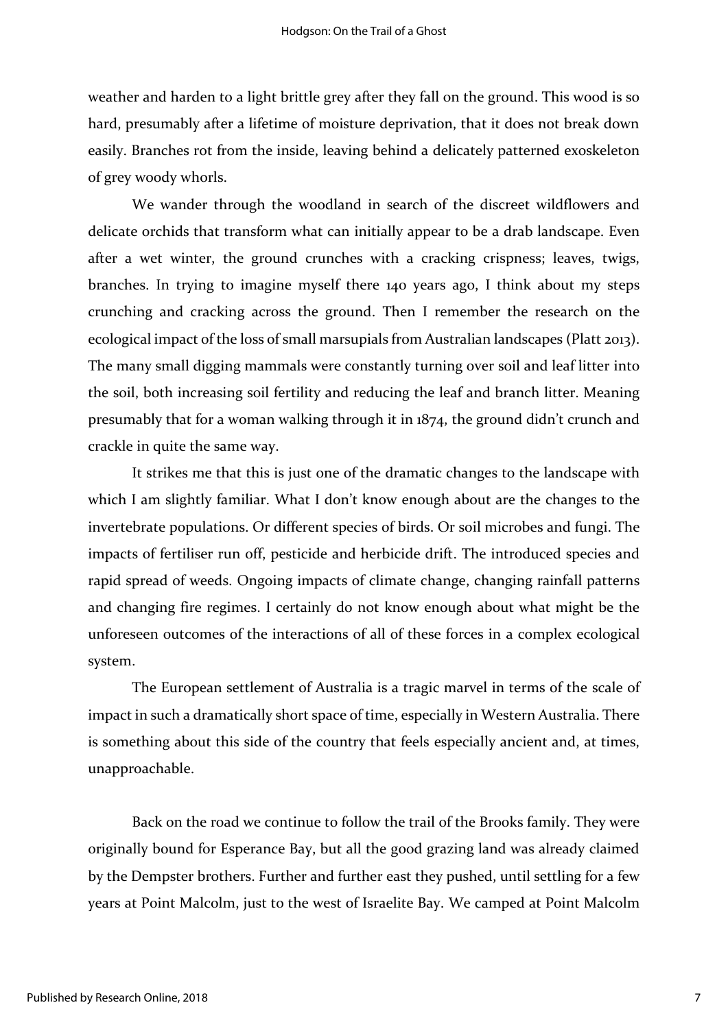weather and harden to a light brittle grey after they fall on the ground. This wood is so hard, presumably after a lifetime of moisture deprivation, that it does not break down easily. Branches rot from the inside, leaving behind a delicately patterned exoskeleton of grey woody whorls.

We wander through the woodland in search of the discreet wildflowers and delicate orchids that transform what can initially appear to be a drab landscape. Even after a wet winter, the ground crunches with a cracking crispness; leaves, twigs, branches. In trying to imagine myself there 140 years ago, I think about my steps crunching and cracking across the ground. Then I remember the research on the ecological impact of the loss of small marsupials from Australian landscapes (Platt 2013). The many small digging mammals were constantly turning over soil and leaf litter into the soil, both increasing soil fertility and reducing the leaf and branch litter. Meaning presumably that for a woman walking through it in 1874, the ground didn't crunch and crackle in quite the same way.

It strikes me that this is just one of the dramatic changes to the landscape with which I am slightly familiar. What I don't know enough about are the changes to the invertebrate populations. Or different species of birds. Or soil microbes and fungi. The impacts of fertiliser run off, pesticide and herbicide drift. The introduced species and rapid spread of weeds. Ongoing impacts of climate change, changing rainfall patterns and changing fire regimes. I certainly do not know enough about what might be the unforeseen outcomes of the interactions of all of these forces in a complex ecological system.

The European settlement of Australia is a tragic marvel in terms of the scale of impact in such a dramatically short space of time, especially in Western Australia. There is something about this side of the country that feels especially ancient and, at times, unapproachable.

Back on the road we continue to follow the trail of the Brooks family. They were originally bound for Esperance Bay, but all the good grazing land was already claimed by the Dempster brothers. Further and further east they pushed, until settling for a few years at Point Malcolm, just to the west of Israelite Bay. We camped at Point Malcolm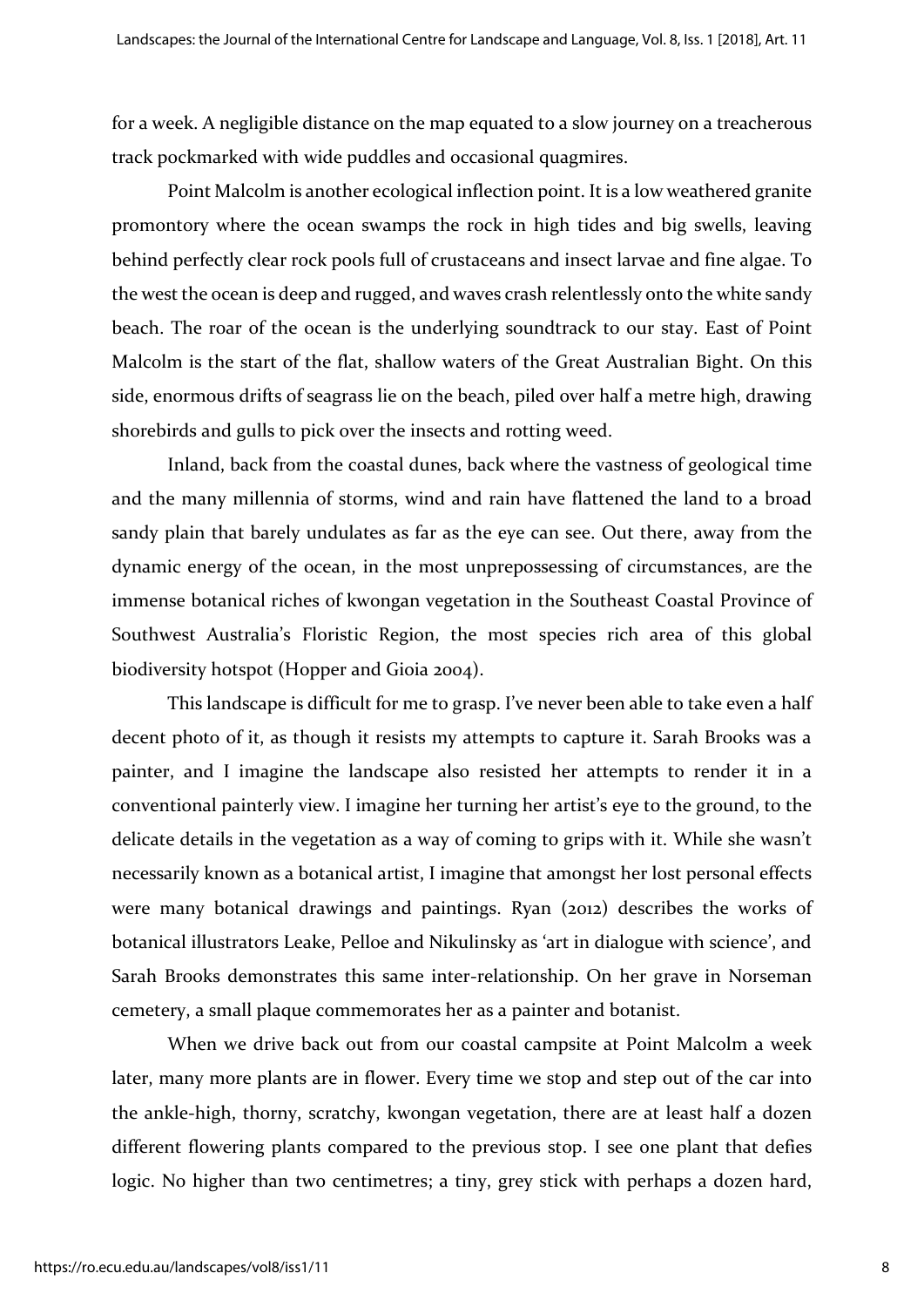for a week. A negligible distance on the map equated to a slow journey on a treacherous track pockmarked with wide puddles and occasional quagmires.

Point Malcolm is another ecological inflection point. It is a low weathered granite promontory where the ocean swamps the rock in high tides and big swells, leaving behind perfectly clear rock pools full of crustaceans and insect larvae and fine algae. To the west the ocean is deep and rugged, and waves crash relentlessly onto the white sandy beach. The roar of the ocean is the underlying soundtrack to our stay. East of Point Malcolm is the start of the flat, shallow waters of the Great Australian Bight. On this side, enormous drifts of seagrass lie on the beach, piled over half a metre high, drawing shorebirds and gulls to pick over the insects and rotting weed.

Inland, back from the coastal dunes, back where the vastness of geological time and the many millennia of storms, wind and rain have flattened the land to a broad sandy plain that barely undulates as far as the eye can see. Out there, away from the dynamic energy of the ocean, in the most unprepossessing of circumstances, are the immense botanical riches of kwongan vegetation in the Southeast Coastal Province of Southwest Australia's Floristic Region, the most species rich area of this global biodiversity hotspot (Hopper and Gioia 2004).

This landscape is difficult for me to grasp. I've never been able to take even a half decent photo of it, as though it resists my attempts to capture it. Sarah Brooks was a painter, and I imagine the landscape also resisted her attempts to render it in a conventional painterly view. I imagine her turning her artist's eye to the ground, to the delicate details in the vegetation as a way of coming to grips with it. While she wasn't necessarily known as a botanical artist, I imagine that amongst her lost personal effects were many botanical drawings and paintings. Ryan (2012) describes the works of botanical illustrators Leake, Pelloe and Nikulinsky as 'art in dialogue with science', and Sarah Brooks demonstrates this same inter-relationship. On her grave in Norseman cemetery, a small plaque commemorates her as a painter and botanist.

When we drive back out from our coastal campsite at Point Malcolm a week later, many more plants are in flower. Every time we stop and step out of the car into the ankle-high, thorny, scratchy, kwongan vegetation, there are at least half a dozen different flowering plants compared to the previous stop. I see one plant that defies logic. No higher than two centimetres; a tiny, grey stick with perhaps a dozen hard,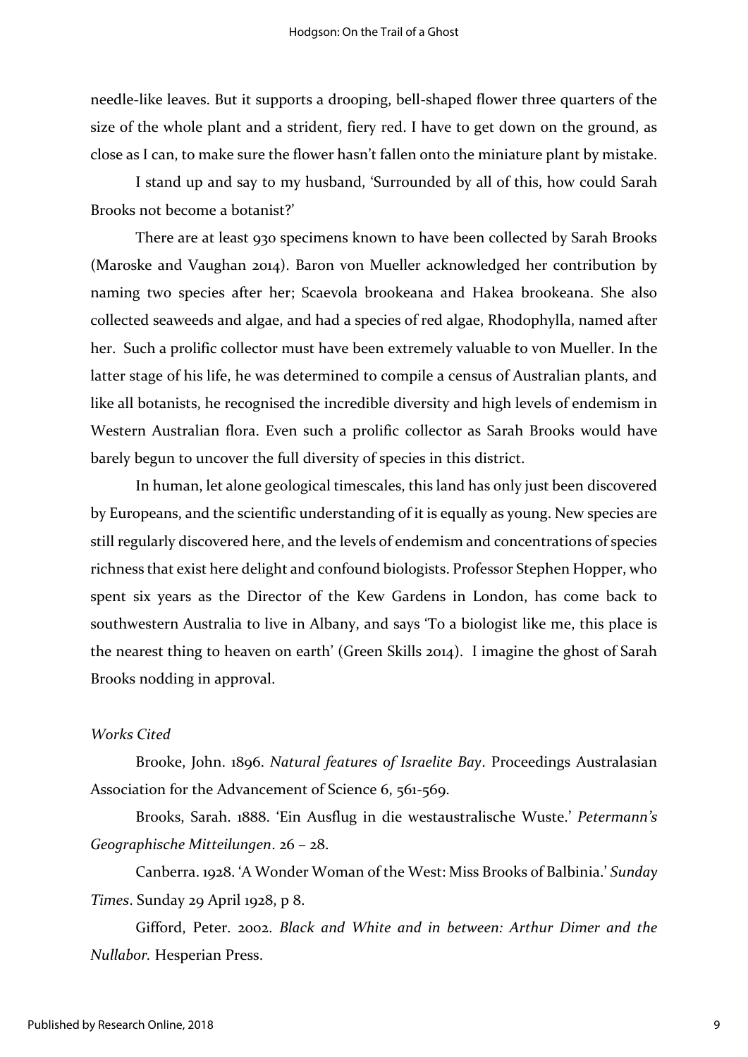needle-like leaves. But it supports a drooping, bell-shaped flower three quarters of the size of the whole plant and a strident, fiery red. I have to get down on the ground, as close as I can, to make sure the flower hasn't fallen onto the miniature plant by mistake.

I stand up and say to my husband, 'Surrounded by all of this, how could Sarah Brooks not become a botanist?'

There are at least 930 specimens known to have been collected by Sarah Brooks (Maroske and Vaughan 2014). Baron von Mueller acknowledged her contribution by naming two species after her; Scaevola brookeana and Hakea brookeana. She also collected seaweeds and algae, and had a species of red algae, Rhodophylla, named after her. Such a prolific collector must have been extremely valuable to von Mueller. In the latter stage of his life, he was determined to compile a census of Australian plants, and like all botanists, he recognised the incredible diversity and high levels of endemism in Western Australian flora. Even such a prolific collector as Sarah Brooks would have barely begun to uncover the full diversity of species in this district.

In human, let alone geological timescales, this land has only just been discovered by Europeans, and the scientific understanding of it is equally as young. New species are still regularly discovered here, and the levels of endemism and concentrations of species richness that exist here delight and confound biologists. Professor Stephen Hopper, who spent six years as the Director of the Kew Gardens in London, has come back to southwestern Australia to live in Albany, and says 'To a biologist like me, this place is the nearest thing to heaven on earth' (Green Skills 2014). I imagine the ghost of Sarah Brooks nodding in approval.

*Works Cited*

Brooke, John. 1896. *Natural features of Israelite Bay*. Proceedings Australasian Association for the Advancement of Science 6, 561-569.

Brooks, Sarah. 1888. 'Ein Ausflug in die westaustralische Wuste.' *Petermann's Geographische Mitteilungen*. 26 – 28.

Canberra. 1928. 'A Wonder Woman of the West: Miss Brooks of Balbinia.' *Sunday Times*. Sunday 29 April 1928, p 8.

Gifford, Peter. 2002. *Black and White and in between: Arthur Dimer and the Nullabor.* Hesperian Press.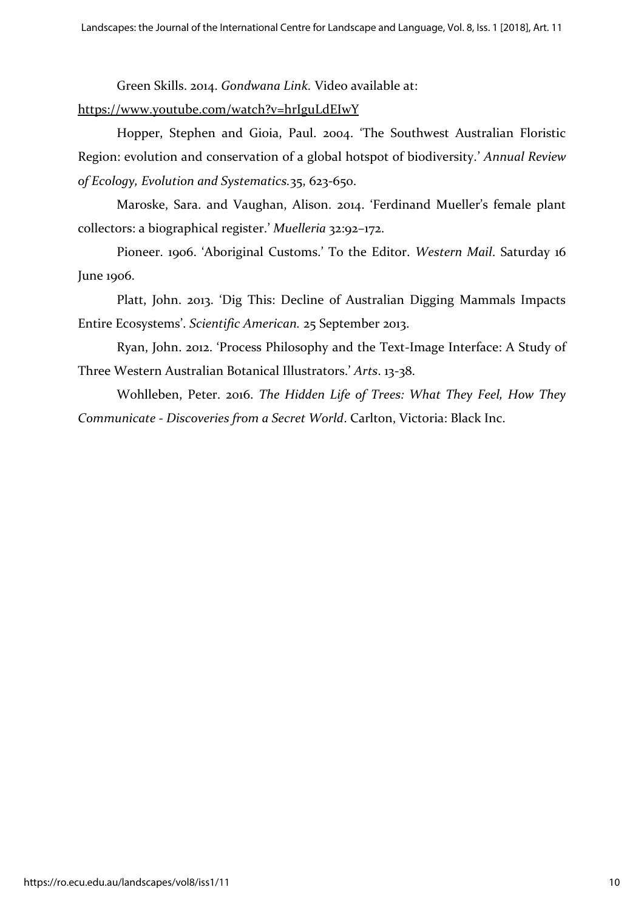Green Skills. 2014. *Gondwana Link.* Video available at: https://www.youtube.com/watch?v=hrIguLdEIwY

Hopper, Stephen and Gioia, Paul. 2004. 'The Southwest Australian Floristic Region: evolution and conservation of a global hotspot of biodiversity.' *Annual Review of Ecology, Evolution and Systematics.*35, 623-650.

Maroske, Sara. and Vaughan, Alison. 2014. 'Ferdinand Mueller's female plant collectors: a biographical register.' *Muelleria* 32:92–172.

Pioneer. 1906. 'Aboriginal Customs.' To the Editor. *Western Mail*. Saturday 16 June 1906.

Platt, John. 2013. 'Dig This: Decline of Australian Digging Mammals Impacts Entire Ecosystems'. *Scientific American.* 25 September 2013.

Ryan, John. 2012. 'Process Philosophy and the Text-Image Interface: A Study of Three Western Australian Botanical Illustrators.' *Arts*. 13-38.

Wohlleben, Peter. 2016. *The Hidden Life of Trees: What They Feel, How They Communicate - Discoveries from a Secret World*. Carlton, Victoria: Black Inc.